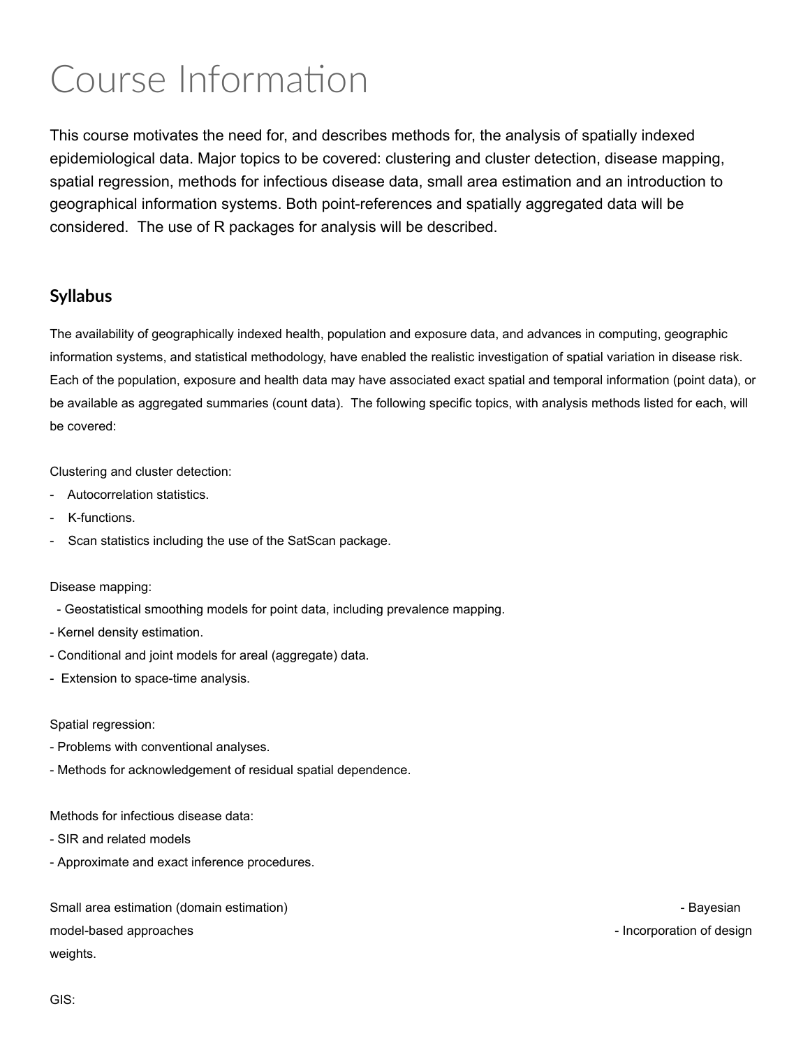# Course Information

This course motivates the need for, and describes methods for, the analysis of spatially indexed epidemiological data. Major topics to be covered: clustering and cluster detection, disease mapping, spatial regression, methods for infectious disease data, small area estimation and an introduction to geographical information systems. Both point-references and spatially aggregated data will be considered. The use of R packages for analysis will be described.

## Syllabus

The availability of geographically indexed health, population and exposure data, and advances in computing, geographic information systems, and statistical methodology, have enabled the realistic investigation of spatial variation in disease risk. Each of the population, exposure and health data may have associated exact spatial and temporal information (point data), or be available as aggregated summaries (count data). The following specific topics, with analysis methods listed for each, will be covered:

Clustering and cluster detection:

- Autocorrelation statistics.
- K-functions.
- Scan statistics including the use of the SatScan package.

Disease mapping:

- Geostatistical smoothing models for point data, including prevalence mapping.
- Kernel density estimation.
- Conditional and joint models for areal (aggregate) data.
- Extension to space-time analysis.

Spatial regression:

- Problems with conventional analyses.
- Methods for acknowledgement of residual spatial dependence.

Methods for infectious disease data:

- SIR and related models
- Approximate and exact inference procedures.

Small area estimation (domain estimation) - Bayesian model-based approaches - Incorporation of design weights.

GIS: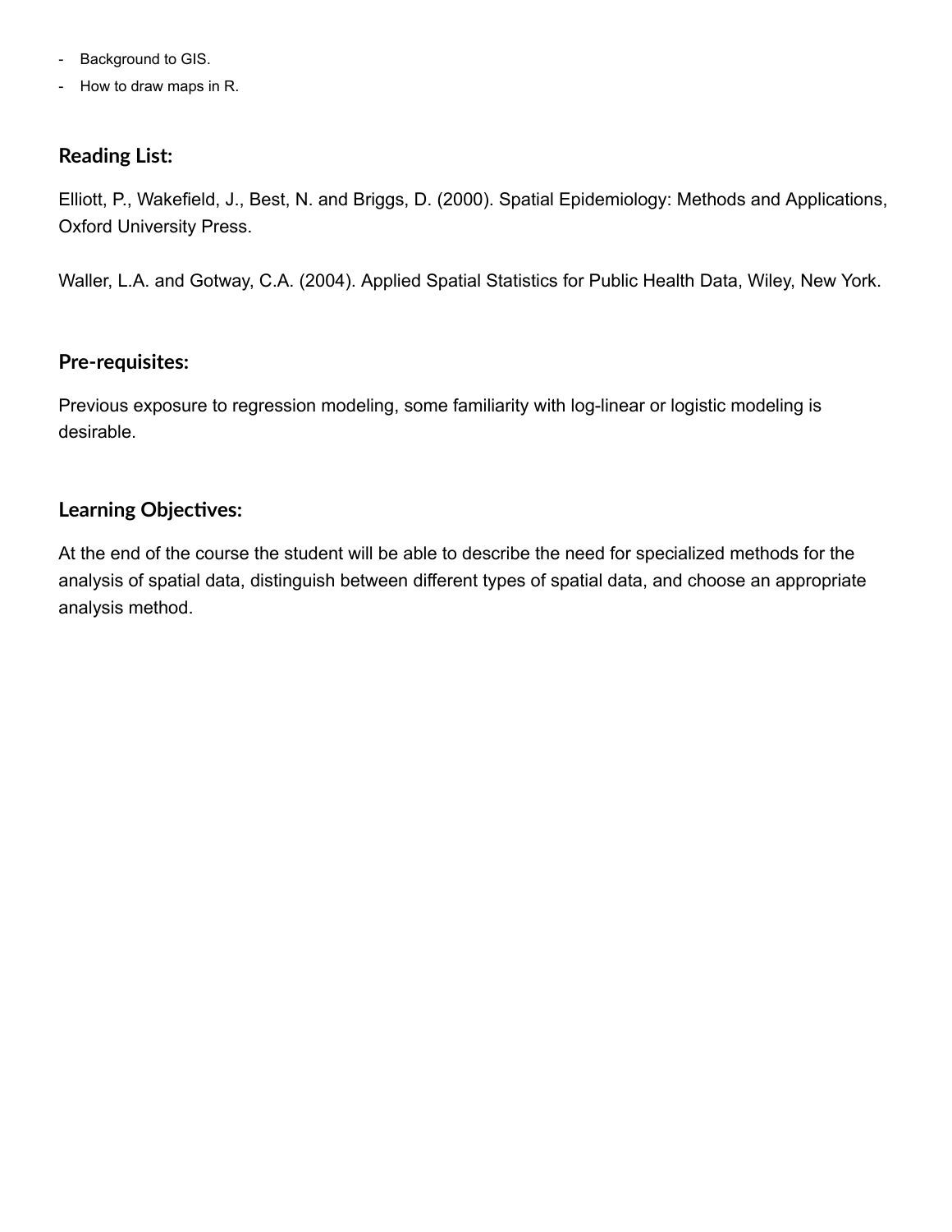- Background to GIS.
- How to draw maps in R.

## Reading List:

Elliott, P., Wakefield, J., Best, N. and Briggs, D. (2000). Spatial Epidemiology: Methods and Applications, Oxford University Press.

Waller, L.A. and Gotway, C.A. (2004). Applied Spatial Statistics for Public Health Data, Wiley, New York.

## Pre-requisites:

Previous exposure to regression modeling, some familiarity with log-linear or logistic modeling is desirable.

## Learning Objectives:

At the end of the course the student will be able to describe the need for specialized methods for the analysis of spatial data, distinguish between different types of spatial data, and choose an appropriate analysis method.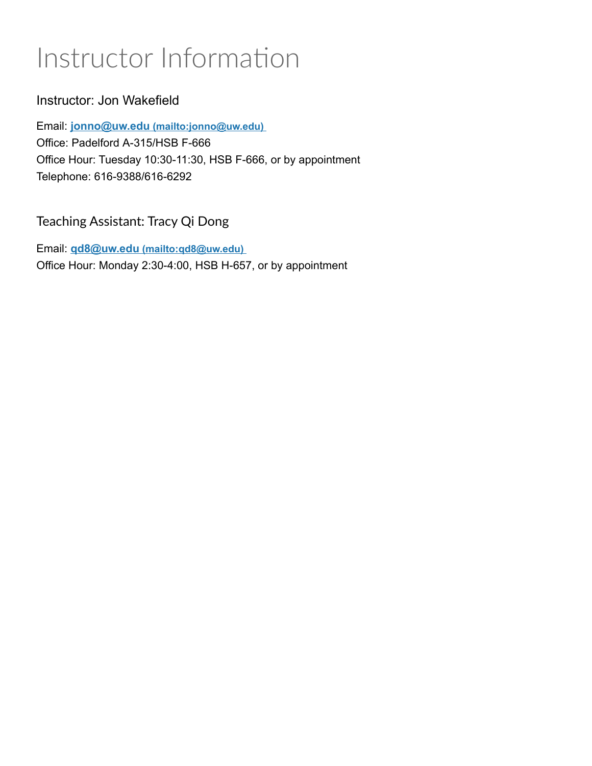# Instructor Information

## Instructor: Jon Wakefield

Email: **jonno@uw.edu (mailto:jonno@uw.edu)**
Office: Padelford A-315/HSB F-666
Office Hour: Tuesday 10:30-11:30, HSB F-666, or by appointment
Telephone: 616-9388/616-6292

## Teaching Assistant: Tracy Qi Dong

Email: **qd8@uw.edu (mailto:qd8@uw.edu)**
Office Hour: Monday 2:30-4:00, HSB H-657, or by appointment